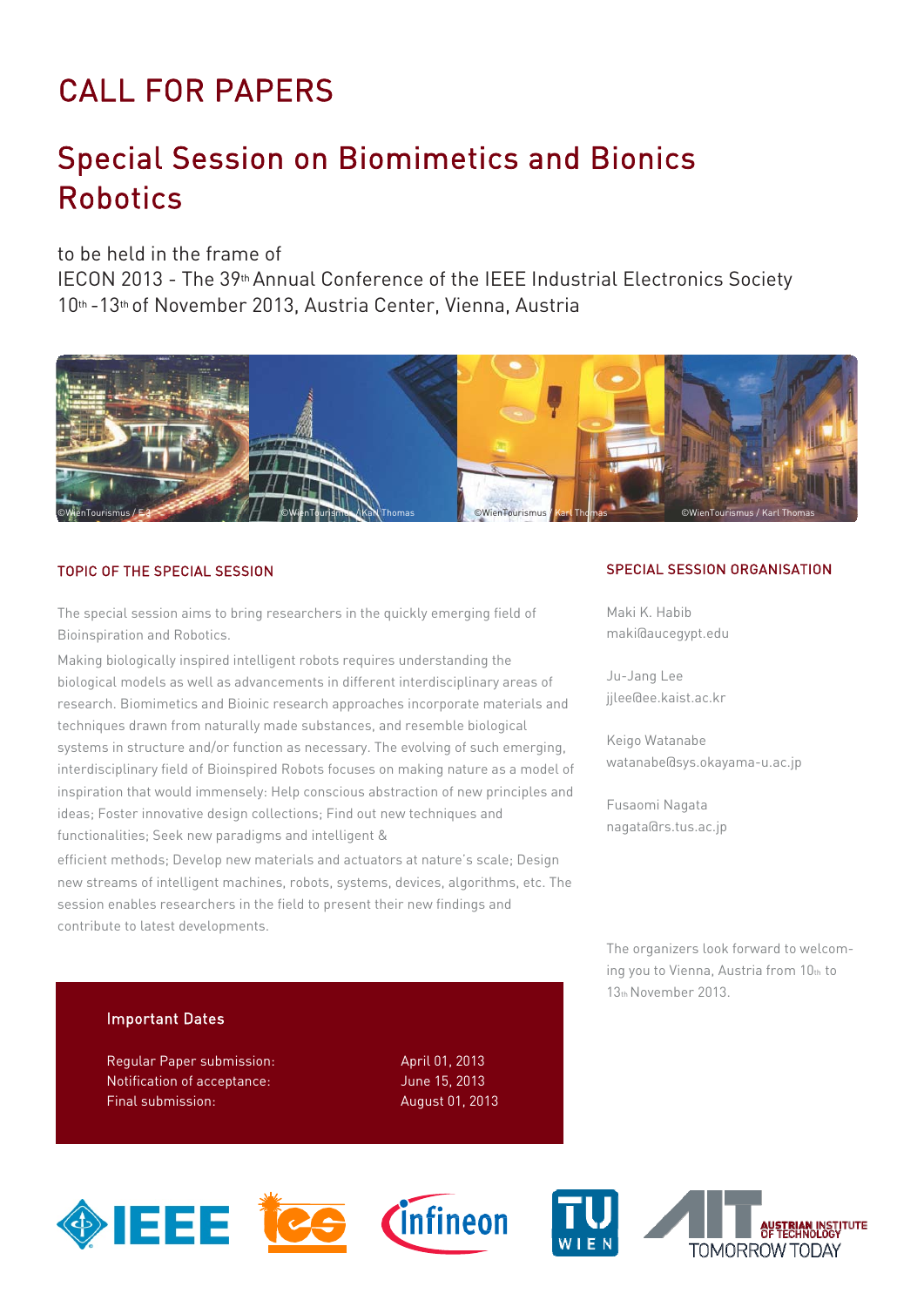# CALL FOR PAPERS

## Special Session on Biomimetics and Bionics Robotics

to be held in the frame of
IECON 2013 - The 39th Annual Conference of the IEEE Industrial Electronics Society
10th -13th of November 2013, Austria Center, Vienna, Austria

©WienTourismus / E2 ©WienTourismus / Karl Thomas ©WienTourismus / Karl Thomas ©WienTourismus / Karl Thomas

### TOPIC OF THE SPECIAL SESSION

The special session aims to bring researchers in the quickly emerging field of Bioinspiration and Robotics.

Making biologically inspired intelligent robots requires understanding the biological models as well as advancements in different interdisciplinary areas of research. Biomimetics and Bioinic research approaches incorporate materials and techniques drawn from naturally made substances, and resemble biological systems in structure and/or function as necessary. The evolving of such emerging, interdisciplinary field of Bioinspired Robots focuses on making nature as a model of inspiration that would immensely: Help conscious abstraction of new principles and ideas; Foster innovative design collections; Find out new techniques and functionalities; Seek new paradigms and intelligent & efficient methods; Develop new materials and actuators at nature's scale; Design new streams of intelligent machines, robots, systems, devices, algorithms, etc. The session enables researchers in the field to present their new findings and contribute to latest developments.

### SPECIAL SESSION ORGANISATION

Maki K. Habib
maki@aucegypt.edu

Ju-Jang Lee
jjlee@ee.kaist.ac.kr

Keigo Watanabe
watanabe@sys.okayama-u.ac.jp

Fusaomi Nagata
nagata@rs.tus.ac.jp

The organizers look forward to welcoming you to Vienna, Austria from 10th to 13th November 2013.

### Important Dates

| | |
|---|---|
| Regular Paper submission: | April 01, 2013 |
| Notification of acceptance: | June 15, 2013 |
| Final submission: | August 01, 2013 |

IEEE ies Infineon TU WIEN AIT AUSTRIAN INSTITUTE OF TECHNOLOGY TOMORROW TODAY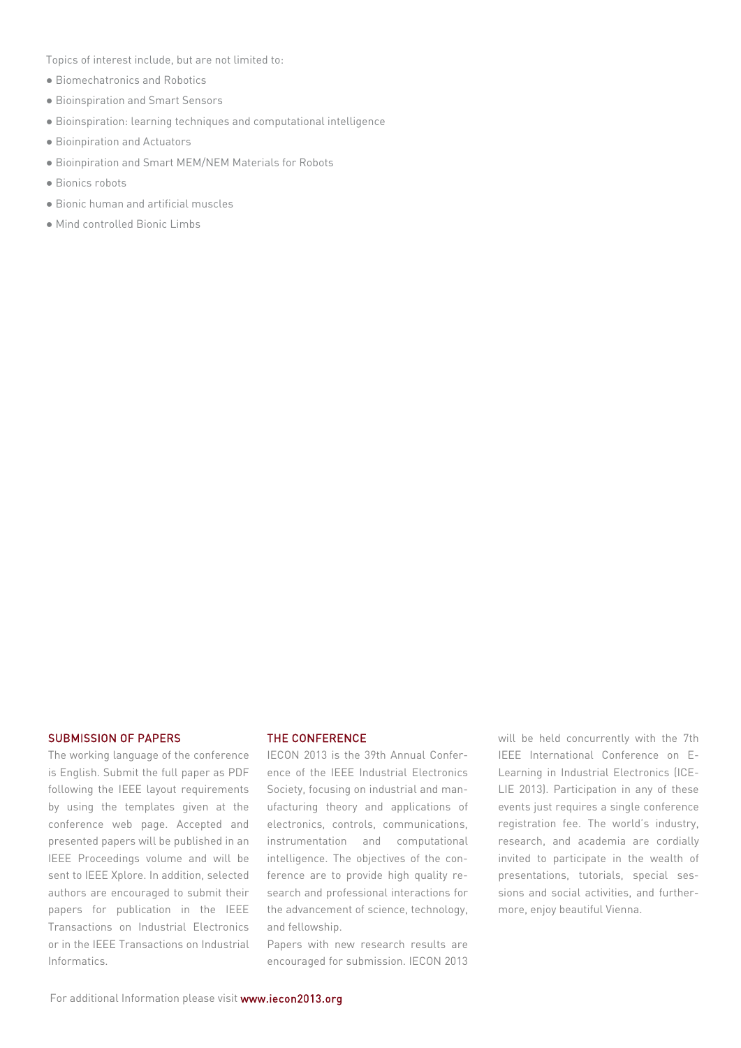Topics of interest include, but are not limited to:

- Biomechatronics and Robotics
- Bioinspiration and Smart Sensors
- Bioinspiration: learning techniques and computational intelligence
- Bioinpiration and Actuators
- Bioinpiration and Smart MEM/NEM Materials for Robots
- Bionics robots
- Bionic human and artificial muscles
- Mind controlled Bionic Limbs

## SUBMISSION OF PAPERS

The working language of the conference is English. Submit the full paper as PDF following the IEEE layout requirements by using the templates given at the conference web page. Accepted and presented papers will be published in an IEEE Proceedings volume and will be sent to IEEE Xplore. In addition, selected authors are encouraged to submit their papers for publication in the IEEE Transactions on Industrial Electronics or in the IEEE Transactions on Industrial Informatics.

## THE CONFERENCE

IECON 2013 is the 39th Annual Conference of the IEEE Industrial Electronics Society, focusing on industrial and manufacturing theory and applications of electronics, controls, communications, instrumentation and computational intelligence. The objectives of the conference are to provide high quality research and professional interactions for the advancement of science, technology, and fellowship.

Papers with new research results are encouraged for submission. IECON 2013 will be held concurrently with the 7th IEEE International Conference on E-Learning in Industrial Electronics (ICELIE 2013). Participation in any of these events just requires a single conference registration fee. The world's industry, research, and academia are cordially invited to participate in the wealth of presentations, tutorials, special sessions and social activities, and furthermore, enjoy beautiful Vienna.

For additional Information please visit **www.iecon2013.org**